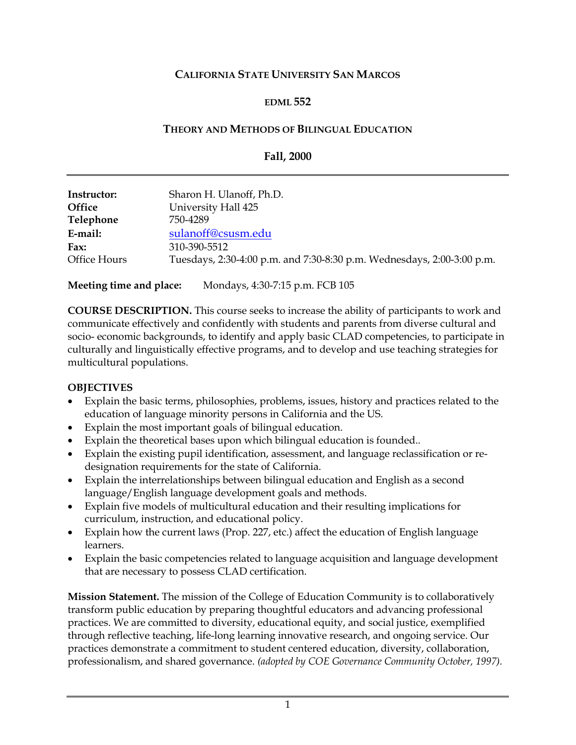# CALIFORNIA STATE UNIVERSITY SAN MARCOS

## EDML 552

## THEORY AND METHODS OF BILINGUAL EDUCATION

### Fall, 2000

---

| | |
|---|---|
| **Instructor:** | Sharon H. Ulanoff, Ph.D. |
| **Office** | University Hall 425 |
| **Telephone** | 750-4289 |
| **E-mail:** | sulanoff@csusm.edu |
| **Fax:** | 310-390-5512 |
| Office Hours | Tuesdays, 2:30-4:00 p.m. and 7:30-8:30 p.m. Wednesdays, 2:00-3:00 p.m. |

**Meeting time and place:** Mondays, 4:30-7:15 p.m. FCB 105

**COURSE DESCRIPTION.** This course seeks to increase the ability of participants to work and communicate effectively and confidently with students and parents from diverse cultural and socio- economic backgrounds, to identify and apply basic CLAD competencies, to participate in culturally and linguistically effective programs, and to develop and use teaching strategies for multicultural populations.

**OBJECTIVES**

- Explain the basic terms, philosophies, problems, issues, history and practices related to the education of language minority persons in California and the US.
- Explain the most important goals of bilingual education.
- Explain the theoretical bases upon which bilingual education is founded..
- Explain the existing pupil identification, assessment, and language reclassification or re-designation requirements for the state of California.
- Explain the interrelationships between bilingual education and English as a second language/English language development goals and methods.
- Explain five models of multicultural education and their resulting implications for curriculum, instruction, and educational policy.
- Explain how the current laws (Prop. 227, etc.) affect the education of English language learners.
- Explain the basic competencies related to language acquisition and language development that are necessary to possess CLAD certification.

**Mission Statement.** The mission of the College of Education Community is to collaboratively transform public education by preparing thoughtful educators and advancing professional practices. We are committed to diversity, educational equity, and social justice, exemplified through reflective teaching, life-long learning innovative research, and ongoing service. Our practices demonstrate a commitment to student centered education, diversity, collaboration, professionalism, and shared governance. *(adopted by COE Governance Community October, 1997).*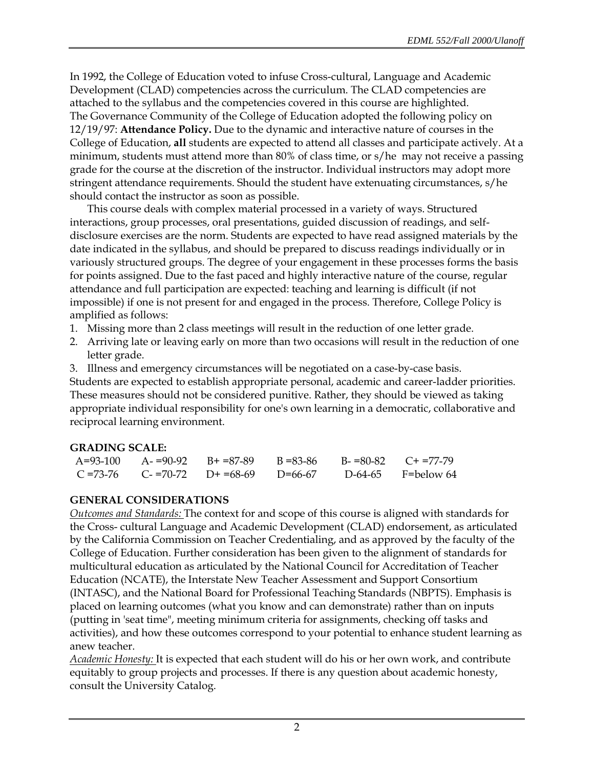In 1992, the College of Education voted to infuse Cross-cultural, Language and Academic Development (CLAD) competencies across the curriculum. The CLAD competencies are attached to the syllabus and the competencies covered in this course are highlighted.
The Governance Community of the College of Education adopted the following policy on 12/19/97: **Attendance Policy.** Due to the dynamic and interactive nature of courses in the College of Education, **all** students are expected to attend all classes and participate actively. At a minimum, students must attend more than 80% of class time, or s/he may not receive a passing grade for the course at the discretion of the instructor. Individual instructors may adopt more stringent attendance requirements. Should the student have extenuating circumstances, s/he should contact the instructor as soon as possible.

This course deals with complex material processed in a variety of ways. Structured interactions, group processes, oral presentations, guided discussion of readings, and self-disclosure exercises are the norm. Students are expected to have read assigned materials by the date indicated in the syllabus, and should be prepared to discuss readings individually or in variously structured groups. The degree of your engagement in these processes forms the basis for points assigned. Due to the fast paced and highly interactive nature of the course, regular attendance and full participation are expected: teaching and learning is difficult (if not impossible) if one is not present for and engaged in the process. Therefore, College Policy is amplified as follows:

1. Missing more than 2 class meetings will result in the reduction of one letter grade.
2. Arriving late or leaving early on more than two occasions will result in the reduction of one letter grade.
3. Illness and emergency circumstances will be negotiated on a case-by-case basis.

Students are expected to establish appropriate personal, academic and career-ladder priorities. These measures should not be considered punitive. Rather, they should be viewed as taking appropriate individual responsibility for one's own learning in a democratic, collaborative and reciprocal learning environment.

**GRADING SCALE:**

| | | | | | |
|---|---|---|---|---|---|
| A=93-100 | A- =90-92 | B+ =87-89 | B =83-86 | B- =80-82 | C+ =77-79 |
| C =73-76 | C- =70-72 | D+ =68-69 | D=66-67 | D-64-65 | F=below 64 |

**GENERAL CONSIDERATIONS**

*Outcomes and Standards:* The context for and scope of this course is aligned with standards for the Cross- cultural Language and Academic Development (CLAD) endorsement, as articulated by the California Commission on Teacher Credentialing, and as approved by the faculty of the College of Education. Further consideration has been given to the alignment of standards for multicultural education as articulated by the National Council for Accreditation of Teacher Education (NCATE), the Interstate New Teacher Assessment and Support Consortium (INTASC), and the National Board for Professional Teaching Standards (NBPTS). Emphasis is placed on learning outcomes (what you know and can demonstrate) rather than on inputs (putting in 'seat time", meeting minimum criteria for assignments, checking off tasks and activities), and how these outcomes correspond to your potential to enhance student learning as anew teacher.

*Academic Honesty:* It is expected that each student will do his or her own work, and contribute equitably to group projects and processes. If there is any question about academic honesty, consult the University Catalog.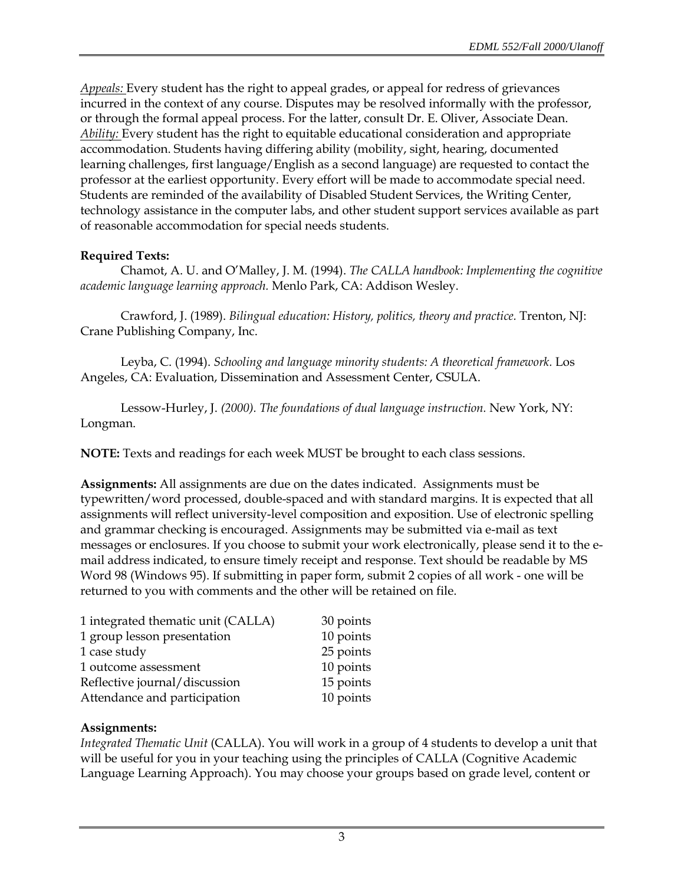*Appeals:* Every student has the right to appeal grades, or appeal for redress of grievances incurred in the context of any course. Disputes may be resolved informally with the professor, or through the formal appeal process. For the latter, consult Dr. E. Oliver, Associate Dean.
*Ability:* Every student has the right to equitable educational consideration and appropriate accommodation. Students having differing ability (mobility, sight, hearing, documented learning challenges, first language/English as a second language) are requested to contact the professor at the earliest opportunity. Every effort will be made to accommodate special need. Students are reminded of the availability of Disabled Student Services, the Writing Center, technology assistance in the computer labs, and other student support services available as part of reasonable accommodation for special needs students.

**Required Texts:**

Chamot, A. U. and O'Malley, J. M. (1994). *The CALLA handbook: Implementing the cognitive academic language learning approach.* Menlo Park, CA: Addison Wesley.

Crawford, J. (1989). *Bilingual education: History, politics, theory and practice.* Trenton, NJ: Crane Publishing Company, Inc.

Leyba, C. (1994). *Schooling and language minority students: A theoretical framework.* Los Angeles, CA: Evaluation, Dissemination and Assessment Center, CSULA.

Lessow-Hurley, J. *(2000). The foundations of dual language instruction.* New York, NY: Longman.

**NOTE:** Texts and readings for each week MUST be brought to each class sessions.

**Assignments:** All assignments are due on the dates indicated. Assignments must be typewritten/word processed, double-spaced and with standard margins. It is expected that all assignments will reflect university-level composition and exposition. Use of electronic spelling and grammar checking is encouraged. Assignments may be submitted via e-mail as text messages or enclosures. If you choose to submit your work electronically, please send it to the e-mail address indicated, to ensure timely receipt and response. Text should be readable by MS Word 98 (Windows 95). If submitting in paper form, submit 2 copies of all work - one will be returned to you with comments and the other will be retained on file.

| | |
|---|---|
| 1 integrated thematic unit (CALLA) | 30 points |
| 1 group lesson presentation | 10 points |
| 1 case study | 25 points |
| 1 outcome assessment | 10 points |
| Reflective journal/discussion | 15 points |
| Attendance and participation | 10 points |

**Assignments:**

*Integrated Thematic Unit* (CALLA). You will work in a group of 4 students to develop a unit that will be useful for you in your teaching using the principles of CALLA (Cognitive Academic Language Learning Approach). You may choose your groups based on grade level, content or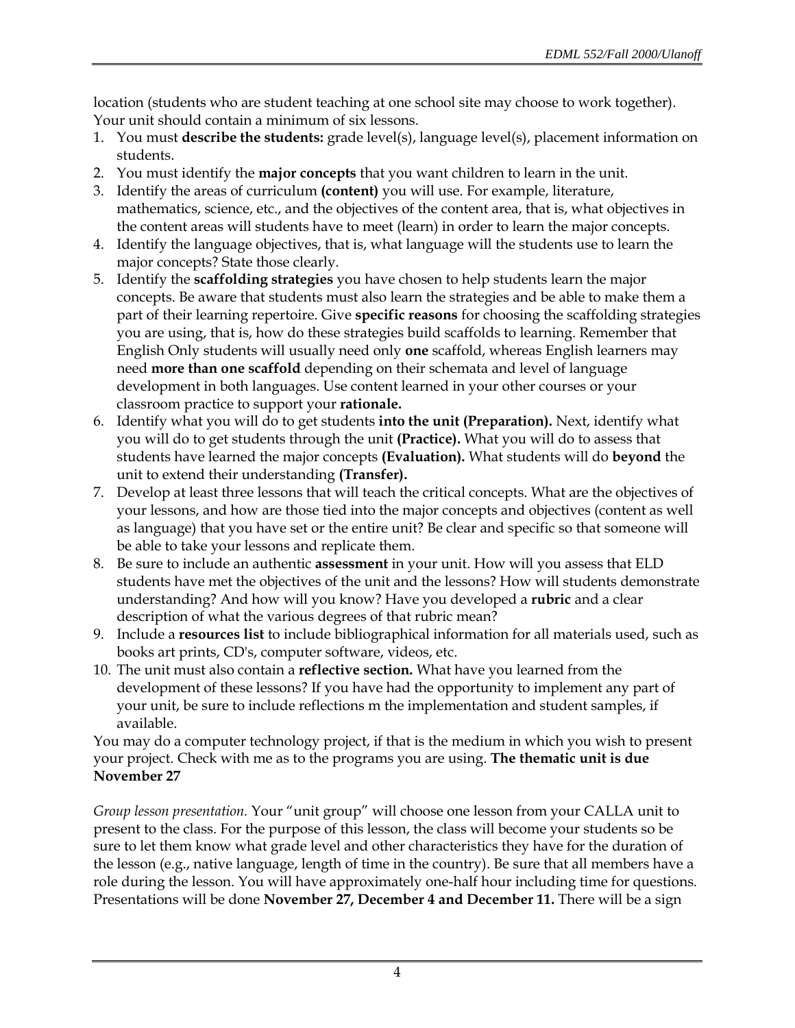location (students who are student teaching at one school site may choose to work together). Your unit should contain a minimum of six lessons.

1. You must **describe the students:** grade level(s), language level(s), placement information on students.
2. You must identify the **major concepts** that you want children to learn in the unit.
3. Identify the areas of curriculum **(content)** you will use. For example, literature, mathematics, science, etc., and the objectives of the content area, that is, what objectives in the content areas will students have to meet (learn) in order to learn the major concepts.
4. Identify the language objectives, that is, what language will the students use to learn the major concepts? State those clearly.
5. Identify the **scaffolding strategies** you have chosen to help students learn the major concepts. Be aware that students must also learn the strategies and be able to make them a part of their learning repertoire. Give **specific reasons** for choosing the scaffolding strategies you are using, that is, how do these strategies build scaffolds to learning. Remember that English Only students will usually need only **one** scaffold, whereas English learners may need **more than one scaffold** depending on their schemata and level of language development in both languages. Use content learned in your other courses or your classroom practice to support your **rationale.**
6. Identify what you will do to get students **into the unit (Preparation).** Next, identify what you will do to get students through the unit **(Practice).** What you will do to assess that students have learned the major concepts **(Evaluation).** What students will do **beyond** the unit to extend their understanding **(Transfer).**
7. Develop at least three lessons that will teach the critical concepts. What are the objectives of your lessons, and how are those tied into the major concepts and objectives (content as well as language) that you have set or the entire unit? Be clear and specific so that someone will be able to take your lessons and replicate them.
8. Be sure to include an authentic **assessment** in your unit. How will you assess that ELD students have met the objectives of the unit and the lessons? How will students demonstrate understanding? And how will you know? Have you developed a **rubric** and a clear description of what the various degrees of that rubric mean?
9. Include a **resources list** to include bibliographical information for all materials used, such as books art prints, CD's, computer software, videos, etc.
10. The unit must also contain a **reflective section.** What have you learned from the development of these lessons? If you have had the opportunity to implement any part of your unit, be sure to include reflections m the implementation and student samples, if available.

You may do a computer technology project, if that is the medium in which you wish to present your project. Check with me as to the programs you are using. **The thematic unit is due November 27**

*Group lesson presentation.* Your "unit group" will choose one lesson from your CALLA unit to present to the class. For the purpose of this lesson, the class will become your students so be sure to let them know what grade level and other characteristics they have for the duration of the lesson (e.g., native language, length of time in the country). Be sure that all members have a role during the lesson. You will have approximately one-half hour including time for questions. Presentations will be done **November 27, December 4 and December 11.** There will be a sign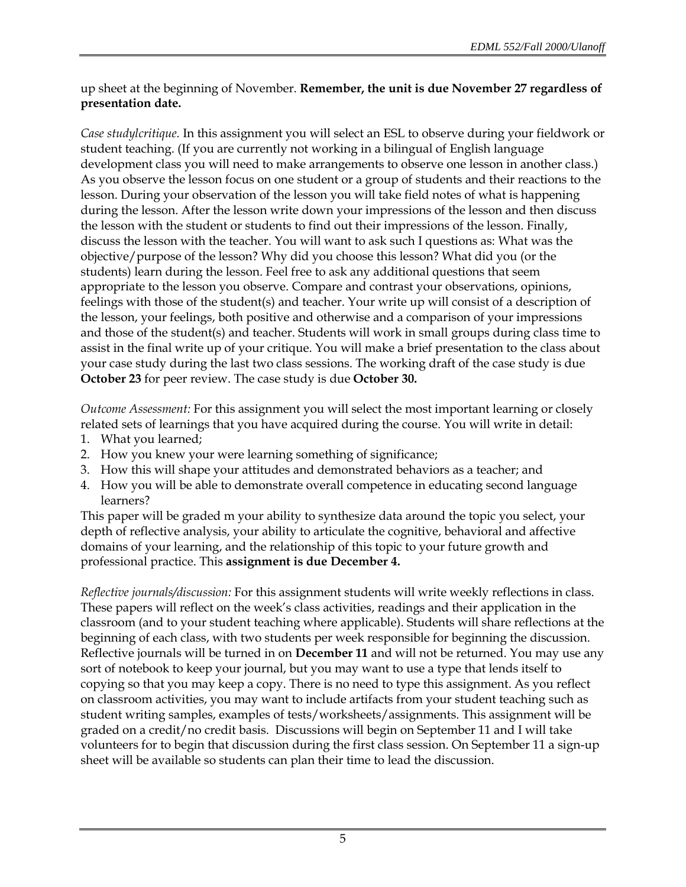up sheet at the beginning of November. **Remember, the unit is due November 27 regardless of presentation date.**

*Case studylcritique.* In this assignment you will select an ESL to observe during your fieldwork or student teaching. (If you are currently not working in a bilingual of English language development class you will need to make arrangements to observe one lesson in another class.) As you observe the lesson focus on one student or a group of students and their reactions to the lesson. During your observation of the lesson you will take field notes of what is happening during the lesson. After the lesson write down your impressions of the lesson and then discuss the lesson with the student or students to find out their impressions of the lesson. Finally, discuss the lesson with the teacher. You will want to ask such I questions as: What was the objective/purpose of the lesson? Why did you choose this lesson? What did you (or the students) learn during the lesson. Feel free to ask any additional questions that seem appropriate to the lesson you observe. Compare and contrast your observations, opinions, feelings with those of the student(s) and teacher. Your write up will consist of a description of the lesson, your feelings, both positive and otherwise and a comparison of your impressions and those of the student(s) and teacher. Students will work in small groups during class time to assist in the final write up of your critique. You will make a brief presentation to the class about your case study during the last two class sessions. The working draft of the case study is due **October 23** for peer review. The case study is due **October 30.**

*Outcome Assessment:* For this assignment you will select the most important learning or closely related sets of learnings that you have acquired during the course. You will write in detail:

1. What you learned;
2. How you knew your were learning something of significance;
3. How this will shape your attitudes and demonstrated behaviors as a teacher; and
4. How you will be able to demonstrate overall competence in educating second language learners?

This paper will be graded m your ability to synthesize data around the topic you select, your depth of reflective analysis, your ability to articulate the cognitive, behavioral and affective domains of your learning, and the relationship of this topic to your future growth and professional practice. This **assignment is due December 4.**

*Reflective journals/discussion:* For this assignment students will write weekly reflections in class. These papers will reflect on the week's class activities, readings and their application in the classroom (and to your student teaching where applicable). Students will share reflections at the beginning of each class, with two students per week responsible for beginning the discussion. Reflective journals will be turned in on **December 11** and will not be returned. You may use any sort of notebook to keep your journal, but you may want to use a type that lends itself to copying so that you may keep a copy. There is no need to type this assignment. As you reflect on classroom activities, you may want to include artifacts from your student teaching such as student writing samples, examples of tests/worksheets/assignments. This assignment will be graded on a credit/no credit basis. Discussions will begin on September 11 and I will take volunteers for to begin that discussion during the first class session. On September 11 a sign-up sheet will be available so students can plan their time to lead the discussion.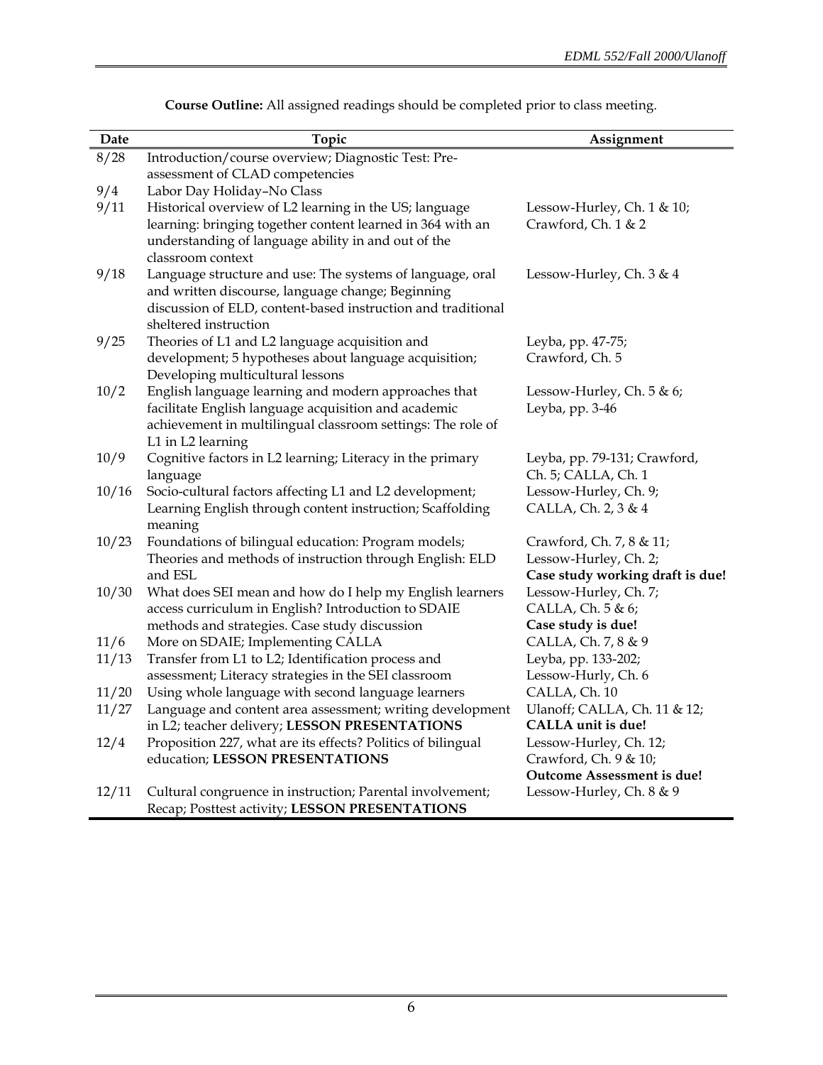**Course Outline:** All assigned readings should be completed prior to class meeting.

| Date | Topic | Assignment |
|---|---|---|
| 8/28 | Introduction/course overview; Diagnostic Test: Pre-assessment of CLAD competencies | |
| 9/4 | Labor Day Holiday–No Class | |
| 9/11 | Historical overview of L2 learning in the US; language learning: bringing together content learned in 364 with an understanding of language ability in and out of the classroom context | Lessow-Hurley, Ch. 1 & 10; Crawford, Ch. 1 & 2 |
| 9/18 | Language structure and use: The systems of language, oral and written discourse, language change; Beginning discussion of ELD, content-based instruction and traditional sheltered instruction | Lessow-Hurley, Ch. 3 & 4 |
| 9/25 | Theories of L1 and L2 language acquisition and development; 5 hypotheses about language acquisition; Developing multicultural lessons | Leyba, pp. 47-75; Crawford, Ch. 5 |
| 10/2 | English language learning and modern approaches that facilitate English language acquisition and academic achievement in multilingual classroom settings: The role of L1 in L2 learning | Lessow-Hurley, Ch. 5 & 6; Leyba, pp. 3-46 |
| 10/9 | Cognitive factors in L2 learning; Literacy in the primary language | Leyba, pp. 79-131; Crawford, Ch. 5; CALLA, Ch. 1 |
| 10/16 | Socio-cultural factors affecting L1 and L2 development; Learning English through content instruction; Scaffolding meaning | Lessow-Hurley, Ch. 9; CALLA, Ch. 2, 3 & 4 |
| 10/23 | Foundations of bilingual education: Program models; Theories and methods of instruction through English: ELD and ESL | Crawford, Ch. 7, 8 & 11; Lessow-Hurley, Ch. 2; **Case study working draft is due!** |
| 10/30 | What does SEI mean and how do I help my English learners access curriculum in English? Introduction to SDAIE methods and strategies. Case study discussion | Lessow-Hurley, Ch. 7; CALLA, Ch. 5 & 6; **Case study is due!** |
| 11/6 | More on SDAIE; Implementing CALLA | CALLA, Ch. 7, 8 & 9 |
| 11/13 | Transfer from L1 to L2; Identification process and assessment; Literacy strategies in the SEI classroom | Leyba, pp. 133-202; Lessow-Hurly, Ch. 6 |
| 11/20 | Using whole language with second language learners | CALLA, Ch. 10 |
| 11/27 | Language and content area assessment; writing development in L2; teacher delivery; **LESSON PRESENTATIONS** | Ulanoff; CALLA, Ch. 11 & 12; **CALLA unit is due!** |
| 12/4 | Proposition 227, what are its effects? Politics of bilingual education; **LESSON PRESENTATIONS** | Lessow-Hurley, Ch. 12; Crawford, Ch. 9 & 10; **Outcome Assessment is due!** |
| 12/11 | Cultural congruence in instruction; Parental involvement; Recap; Posttest activity; **LESSON PRESENTATIONS** | Lessow-Hurley, Ch. 8 & 9 |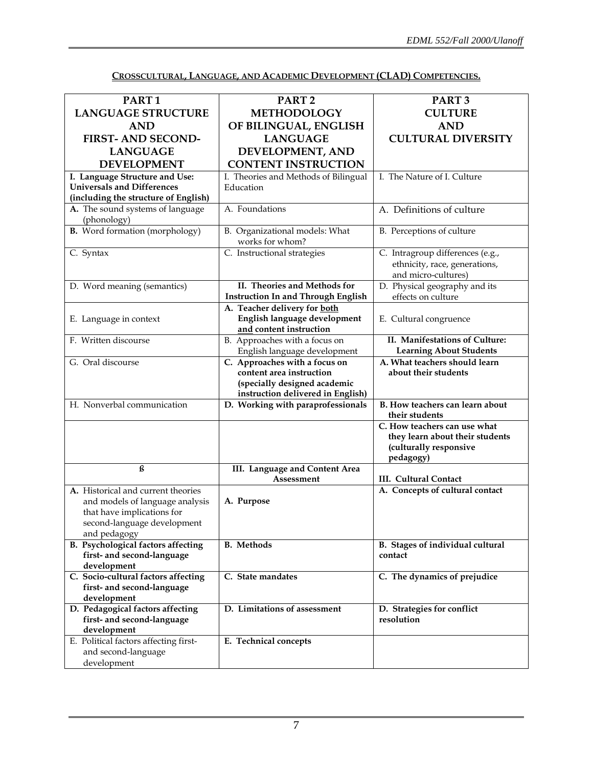**CROSSCULTURAL, LANGUAGE, AND ACADEMIC DEVELOPMENT (CLAD) COMPETENCIES.**

| PART 1 LANGUAGE STRUCTURE AND FIRST- AND SECOND-LANGUAGE DEVELOPMENT | PART 2 METHODOLOGY OF BILINGUAL, ENGLISH LANGUAGE DEVELOPMENT, AND CONTENT INSTRUCTION | PART 3 CULTURE AND CULTURAL DIVERSITY |
|---|---|---|
| **I. Language Structure and Use: Universals and Differences (including the structure of English)** | I. Theories and Methods of Bilingual Education | I. The Nature of I. Culture |
| **A.** The sound systems of language (phonology) | A. Foundations | A. Definitions of culture |
| **B.** Word formation (morphology) | B. Organizational models: What works for whom? | B. Perceptions of culture |
| C. Syntax | C. Instructional strategies | C. Intragroup differences (e.g., ethnicity, race, generations, and micro-cultures) |
| D. Word meaning (semantics) | **II. Theories and Methods for Instruction In and Through English** | D. Physical geography and its effects on culture |
| E. Language in context | **A. Teacher delivery for both English language development and content instruction** | E. Cultural congruence |
| F. Written discourse | B. Approaches with a focus on English language development | **II. Manifestations of Culture: Learning About Students** |
| G. Oral discourse | **C. Approaches with a focus on content area instruction (specially designed academic instruction delivered in English)** | **A. What teachers should learn about their students** |
| H. Nonverbal communication | **D. Working with paraprofessionals** | **B. How teachers can learn about their students** |
| | | **C. How teachers can use what they learn about their students (culturally responsive pedagogy)** |
| ß | **III. Language and Content Area Assessment** | **III. Cultural Contact** |
| **A.** Historical and current theories and models of language analysis that have implications for second-language development and pedagogy | **A. Purpose** | **A. Concepts of cultural contact** |
| **B. Psychological factors affecting first- and second-language development** | **B. Methods** | **B. Stages of individual cultural contact** |
| **C. Socio-cultural factors affecting first- and second-language development** | **C. State mandates** | **C. The dynamics of prejudice** |
| **D. Pedagogical factors affecting first- and second-language development** | **D. Limitations of assessment** | **D. Strategies for conflict resolution** |
| E. Political factors affecting first- and second-language development | **E. Technical concepts** | |